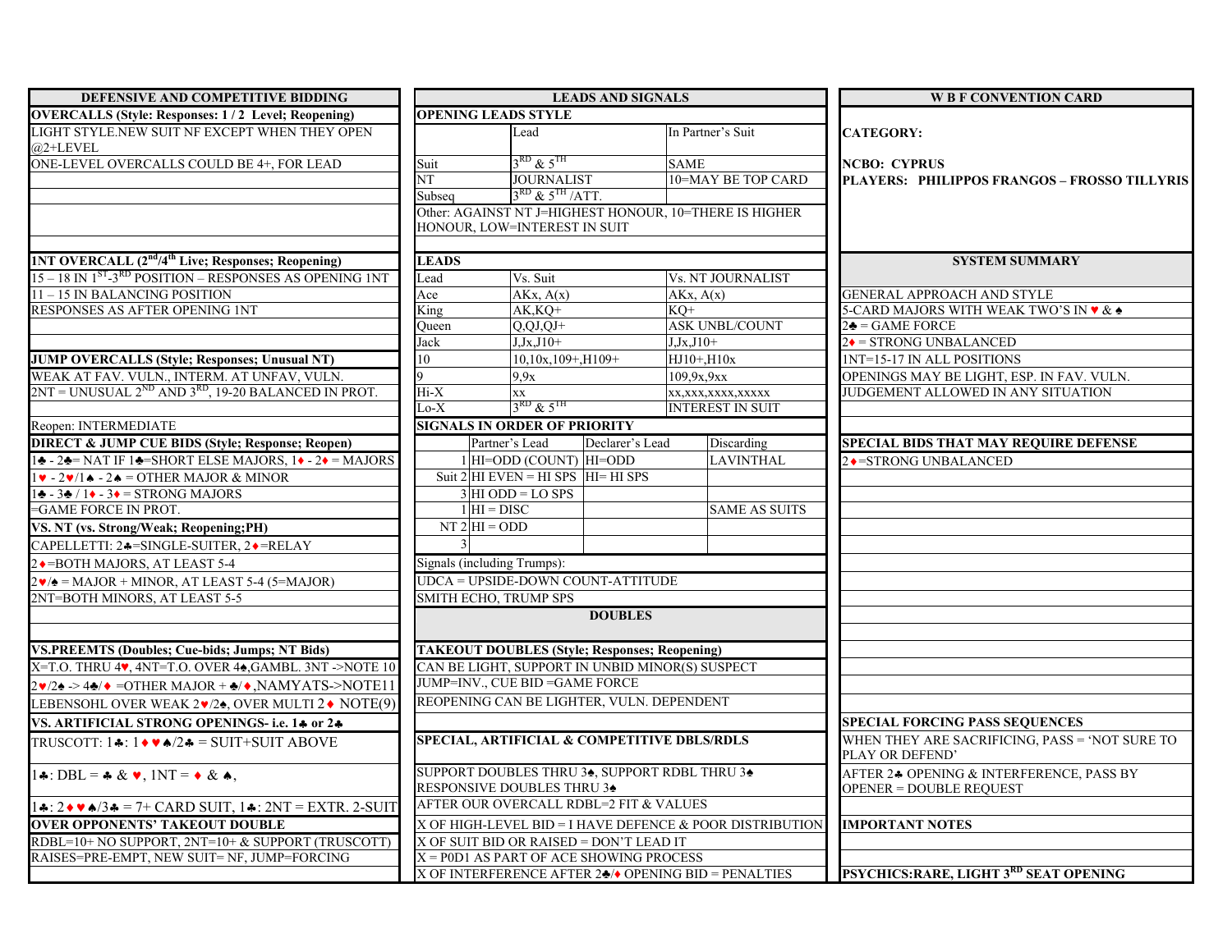## DEFENSIVE AND COMPETITIVE BIDDING

**OVERCALLS (Style: Responses: 1 / 2 Level; Reopening)**

LIGHT STYLE.NEW SUIT NF EXCEPT WHEN THEY OPEN @2+LEVEL

ONE-LEVEL OVERCALLS COULD BE 4+, FOR LEAD

**1NT OVERCALL (2nd/4th Live; Responses; Reopening)**

15 – 18 IN 1ST-3RD POSITION – RESPONSES AS OPENING 1NT

11 – 15 IN BALANCING POSITION

RESPONSES AS AFTER OPENING 1NT

**JUMP OVERCALLS (Style; Responses; Unusual NT)**

WEAK AT FAV. VULN., INTERM. AT UNFAV, VULN.

2NT = UNUSUAL 2ND AND 3RD, 19-20 BALANCED IN PROT.

Reopen: INTERMEDIATE

**DIRECT & JUMP CUE BIDS (Style; Response; Reopen)**

1♣ - 2♣= NAT IF 1♣=SHORT ELSE MAJORS, 1♦ - 2♦ = MAJORS

1♥ - 2♥/1♠ - 2♠ = OTHER MAJOR & MINOR

1♣ - 3♣ / 1♦ - 3♦ = STRONG MAJORS

=GAME FORCE IN PROT.

**VS. NT (vs. Strong/Weak; Reopening;PH)**

CAPELLETTI: 2♣=SINGLE-SUITER, 2♦=RELAY

2♦=BOTH MAJORS, AT LEAST 5-4

2♥/♠ = MAJOR + MINOR, AT LEAST 5-4 (5=MAJOR)

2NT=BOTH MINORS, AT LEAST 5-5

**VS.PREEMTS (Doubles; Cue-bids; Jumps; NT Bids)**

X=T.O. THRU 4♥, 4NT=T.O. OVER 4♠,GAMBL. 3NT ->NOTE 10

2♥/2♠ -> 4♣/♦ =OTHER MAJOR + ♣/♦,NAMYATS->NOTE11

LEBENSOHL OVER WEAK 2♥/2♠, OVER MULTI 2♦ NOTE(9)

**VS. ARTIFICIAL STRONG OPENINGS- i.e. 1♣ or 2♣**

TRUSCOTT: 1♣: 1♦♥♠/2♣ = SUIT+SUIT ABOVE

1♣: DBL = ♣ & ♥, 1NT = ♦ & ♠,

1♣: 2♦♥♠/3♣ = 7+ CARD SUIT, 1♣: 2NT = EXTR. 2-SUIT

**OVER OPPONENTS' TAKEOUT DOUBLE**

RDBL=10+ NO SUPPORT, 2NT=10+ & SUPPORT (TRUSCOTT)

RAISES=PRE-EMPT, NEW SUIT= NF, JUMP=FORCING

## LEADS AND SIGNALS

**OPENING LEADS STYLE**

| | Lead | In Partner's Suit |
|---|---|---|
| Suit | 3RD & 5TH | SAME |
| NT | JOURNALIST | 10=MAY BE TOP CARD |
| Subseq | 3RD & 5TH /ATT. | |

Other: AGAINST NT J=HIGHEST HONOUR, 10=THERE IS HIGHER HONOUR, LOW=INTEREST IN SUIT

**LEADS**

| Lead | Vs. Suit | Vs. NT JOURNALIST |
|---|---|---|
| Ace | AKx, A(x) | AKx, A(x) |
| King | AK,KQ+ | KQ+ |
| Queen | Q,QJ,QJ+ | ASK UNBL/COUNT |
| Jack | J,Jx,J10+ | J,Jx,J10+ |
| 10 | 10,10x,109+,H109+ | HJ10+,H10x |
| 9 | 9,9x | 109,9x,9xx |
| Hi-X | xx | xx,xxx,xxxx,xxxxx |
| Lo-X | 3RD & 5TH | INTEREST IN SUIT |

**SIGNALS IN ORDER OF PRIORITY**

| | | Partner's Lead | Declarer's Lead | Discarding |
|---|---|---|---|---|
| Suit | 1 | HI=ODD (COUNT) | HI=ODD | LAVINTHAL |
| | 2 | HI EVEN = HI SPS | HI= HI SPS | |
| | 3 | HI ODD = LO SPS | | |
| NT | 1 | HI = DISC | | SAME AS SUITS |
| | 2 | HI = ODD | | |
| | 3 | | | |

Signals (including Trumps):

UDCA = UPSIDE-DOWN COUNT-ATTITUDE

SMITH ECHO, TRUMP SPS

## DOUBLES

**TAKEOUT DOUBLES (Style; Responses; Reopening)**

CAN BE LIGHT, SUPPORT IN UNBID MINOR(S) SUSPECT

JUMP=INV., CUE BID =GAME FORCE

REOPENING CAN BE LIGHTER, VULN. DEPENDENT

**SPECIAL, ARTIFICIAL & COMPETITIVE DBLS/RDLS**

SUPPORT DOUBLES THRU 3♠, SUPPORT RDBL THRU 3♠ RESPONSIVE DOUBLES THRU 3♠

AFTER OUR OVERCALL RDBL=2 FIT & VALUES

X OF HIGH-LEVEL BID = I HAVE DEFENCE & POOR DISTRIBUTION

X OF SUIT BID OR RAISED = DON'T LEAD IT

X = P0D1 AS PART OF ACE SHOWING PROCESS

X OF INTERFERENCE AFTER 2♣/♦ OPENING BID = PENALTIES

## W B F CONVENTION CARD

**CATEGORY:**

**NCBO: CYPRUS**

**PLAYERS: PHILIPPOS FRANGOS – FROSSO TILLYRIS**

## SYSTEM SUMMARY

GENERAL APPROACH AND STYLE

5-CARD MAJORS WITH WEAK TWO'S IN ♥ & ♠

2♣ = GAME FORCE

2♦ = STRONG UNBALANCED

1NT=15-17 IN ALL POSITIONS

OPENINGS MAY BE LIGHT, ESP. IN FAV. VULN.

JUDGEMENT ALLOWED IN ANY SITUATION

**SPECIAL BIDS THAT MAY REQUIRE DEFENSE**

2♦=STRONG UNBALANCED

**SPECIAL FORCING PASS SEQUENCES**

WHEN THEY ARE SACRIFICING, PASS = 'NOT SURE TO PLAY OR DEFEND'

AFTER 2♣ OPENING & INTERFERENCE, PASS BY OPENER = DOUBLE REQUEST

**IMPORTANT NOTES**

**PSYCHICS:RARE, LIGHT 3RD SEAT OPENING**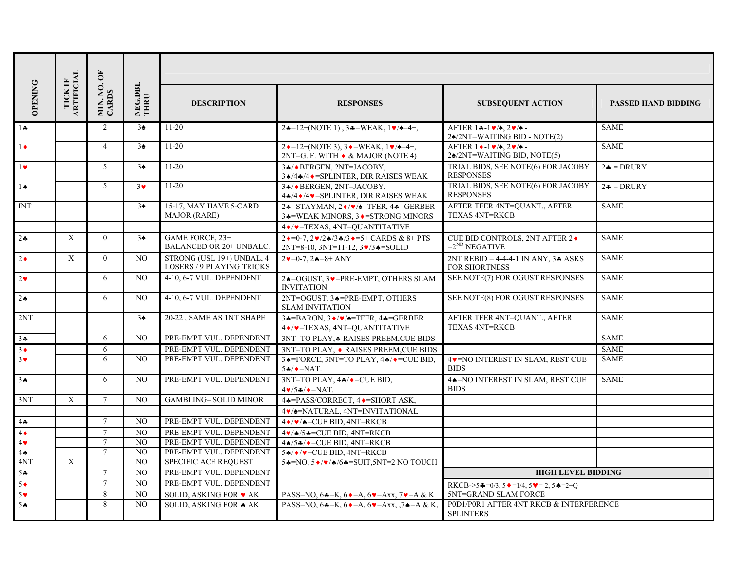| OPENING | TICK IF ARTIFICIAL | MIN. NO. OF CARDS | NEG.DBL THRU | DESCRIPTION | RESPONSES | SUBSEQUENT ACTION | PASSED HAND BIDDING |
|---|---|---|---|---|---|---|---|
| 1♣ | | 2 | 3♠ | 11-20 | 2♣=12+(NOTE 1) , 3♣=WEAK, 1♥/♠=4+, | AFTER 1♣-1♥/♠, 2♥/♠ - 2♠/2NT=WAITING BID - NOTE(2) | SAME |
| 1♦ | | 4 | 3♠ | 11-20 | 2♦=12+(NOTE 3), 3♦=WEAK, 1♥/♠=4+, 2NT=G. F. WITH ♦ & MAJOR (NOTE 4) | AFTER 1♦-1♥/♠, 2♥/♠ - 2♠/2NT=WAITING BID, NOTE(5) | SAME |
| 1♥ | | 5 | 3♠ | 11-20 | 3♣/♦BERGEN, 2NT=JACOBY, 3♠/4♣/4♦=SPLINTER, DIR RAISES WEAK | TRIAL BIDS, SEE NOTE(6) FOR JACOBY RESPONSES | 2♣ = DRURY |
| 1♠ | | 5 | 3♥ | 11-20 | 3♣/♦BERGEN, 2NT=JACOBY, 4♣/4♦/4♥=SPLINTER, DIR RAISES WEAK | TRIAL BIDS, SEE NOTE(6) FOR JACOBY RESPONSES | 2♣ = DRURY |
| INT | | | 3♠ | 15-17, MAY HAVE 5-CARD MAJOR (RARE) | 2♣=STAYMAN, 2♦/♥/♠=TFER, 4♣=GERBER 3♣=WEAK MINORS, 3♦=STRONG MINORS | AFTER TFER 4NT=QUANT., AFTER TEXAS 4NT=RKCB | SAME |
| | | | | | 4♦/♥=TEXAS, 4NT=QUANTITATIVE | | |
| 2♣ | X | 0 | 3♠ | GAME FORCE, 23+ BALANCED OR 20+ UNBALC. | 2♦=0-7, 2♥/2♠/3♣/3♦=5+ CARDS & 8+ PTS 2NT=8-10, 3NT=11-12, 3♥/3♠=SOLID | CUE BID CONTROLS, 2NT AFTER 2♦ =2ND NEGATIVE | SAME |
| 2♦ | X | 0 | NO | STRONG (USL 19+) UNBAL, 4 LOSERS / 9 PLAYING TRICKS | 2♥=0-7, 2♠=8+ ANY | 2NT REBID = 4-4-4-1 IN ANY, 3♣ ASKS FOR SHORTNESS | SAME |
| 2♥ | | 6 | NO | 4-10, 6-7 VUL. DEPENDENT | 2♠=OGUST, 3♥=PRE-EMPT, OTHERS SLAM INVITATION | SEE NOTE(7) FOR OGUST RESPONSES | SAME |
| 2♠ | | 6 | NO | 4-10, 6-7 VUL. DEPENDENT | 2NT=OGUST, 3♠=PRE-EMPT, OTHERS SLAM INVITATION | SEE NOTE(8) FOR OGUST RESPONSES | SAME |
| 2NT | | | 3♠ | 20-22 , SAME AS 1NT SHAPE | 3♣=BARON, 3♦/♥/♠=TFER, 4♣=GERBER | AFTER TFER 4NT=QUANT., AFTER | SAME |
| | | | | | 4♦/♥=TEXAS, 4NT=QUANTITATIVE | TEXAS 4NT=RKCB | |
| 3♣ | | 6 | NO | PRE-EMPT VUL. DEPENDENT | 3NT=TO PLAY,♣ RAISES PREEM,CUE BIDS | | SAME |
| 3♦ | | 6 | | PRE-EMPT VUL. DEPENDENT | 3NT=TO PLAY, ♦ RAISES PREEM,CUE BIDS | | SAME |
| 3♥ | | 6 | NO | PRE-EMPT VUL. DEPENDENT | 3♠=FORCE, 3NT=TO PLAY, 4♣/♦=CUE BID, 5♣/♦=NAT. | 4♥=NO INTEREST IN SLAM, REST CUE BIDS | SAME |
| 3♠ | | 6 | NO | PRE-EMPT VUL. DEPENDENT | 3NT=TO PLAY, 4♣/♦=CUE BID, 4♥/5♣/♦=NAT. | 4♠=NO INTEREST IN SLAM, REST CUE BIDS | SAME |
| 3NT | X | 7 | NO | GAMBLING– SOLID MINOR | 4♣=PASS/CORRECT, 4♦=SHORT ASK, | | |
| | | | | | 4♥/♠=NATURAL, 4NT=INVITATIONAL | | |
| 4♣ | | 7 | NO | PRE-EMPT VUL. DEPENDENT | 4♦/♥/♠=CUE BID, 4NT=RKCB | | |
| 4♦ | | 7 | NO | PRE-EMPT VUL. DEPENDENT | 4♥/♠/5♣=CUE BID, 4NT=RKCB | | |
| 4♥ | | 7 | NO | PRE-EMPT VUL. DEPENDENT | 4♠/5♣/♦=CUE BID, 4NT=RKCB | | |
| 4♠ | | 7 | NO | PRE-EMPT VUL. DEPENDENT | 5♣/♦/♥=CUE BID, 4NT=RKCB | | |
| 4NT | X | | NO | SPECIFIC ACE REQUEST | 5♣=NO, 5♦/♥/♠/6♣=SUIT,5NT=2 NO TOUCH | | |
| 5♣ | | 7 | NO | PRE-EMPT VUL. DEPENDENT | | **HIGH LEVEL BIDDING** | |
| 5♦ | | 7 | NO | PRE-EMPT VUL. DEPENDENT | | RKCB->5♣=0/3, 5♦=1/4, 5♥= 2, 5♠=2+Q | |
| 5♥ | | 8 | NO | SOLID, ASKING FOR ♥ AK | PASS=NO, 6♣=K, 6♦=A, 6♥=Axx, 7♥=A & K | 5NT=GRAND SLAM FORCE | |
| 5♠ | | 8 | NO | SOLID, ASKING FOR ♠ AK | PASS=NO, 6♣=K, 6♦=A, 6♥=Axx, ,7♠=A & K, | P0D1/P0R1 AFTER 4NT RKCB & INTERFERENCE | |
| | | | | | | SPLINTERS | |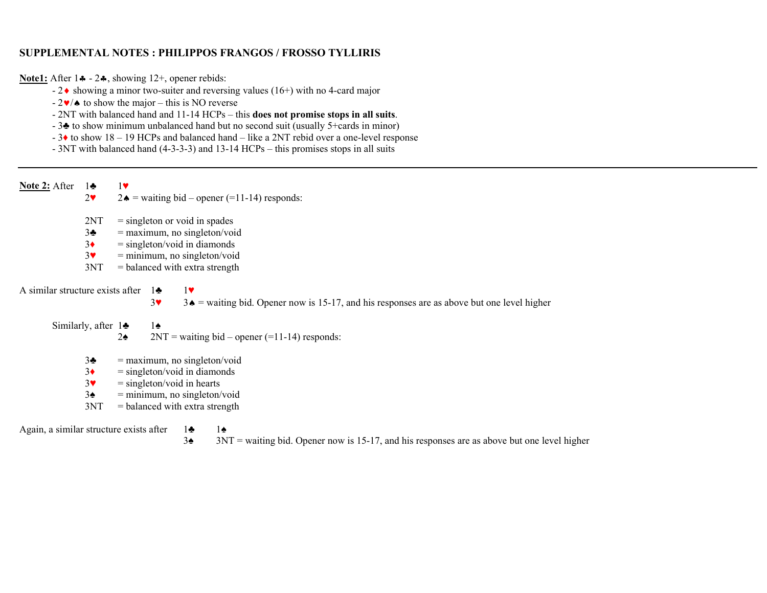**SUPPLEMENTAL NOTES : PHILIPPOS FRANGOS / FROSSO TYLLIRIS**

**Note1:** After 1♣ - 2♣, showing 12+, opener rebids:

- 2♦ showing a minor two-suiter and reversing values (16+) with no 4-card major
- 2♥/♠ to show the major – this is NO reverse
- 2NT with balanced hand and 11-14 HCPs – this **does not promise stops in all suits**.
- 3♣ to show minimum unbalanced hand but no second suit (usually 5+cards in minor)
- 3♦ to show 18 – 19 HCPs and balanced hand – like a 2NT rebid over a one-level response
- 3NT with balanced hand (4-3-3-3) and 13-14 HCPs – this promises stops in all suits

---

**Note 2:** After

| | |
|---|---|
| 1♣ | 1♥ |
| 2♥ | 2♠ = waiting bid – opener (=11-14) responds: |

| | |
|---|---|
| 2NT | = singleton or void in spades |
| 3♣ | = maximum, no singleton/void |
| 3♦ | = singleton/void in diamonds |
| 3♥ | = minimum, no singleton/void |
| 3NT | = balanced with extra strength |

A similar structure exists after

| | |
|---|---|
| 1♣ | 1♥ |
| 3♥ | 3♠ = waiting bid. Opener now is 15-17, and his responses are as above but one level higher |

Similarly, after

| | |
|---|---|
| 1♣ | 1♠ |
| 2♠ | 2NT = waiting bid – opener (=11-14) responds: |

| | |
|---|---|
| 3♣ | = maximum, no singleton/void |
| 3♦ | = singleton/void in diamonds |
| 3♥ | = singleton/void in hearts |
| 3♠ | = minimum, no singleton/void |
| 3NT | = balanced with extra strength |

Again, a similar structure exists after

| | |
|---|---|
| 1♣ | 1♠ |
| 3♠ | 3NT = waiting bid. Opener now is 15-17, and his responses are as above but one level higher |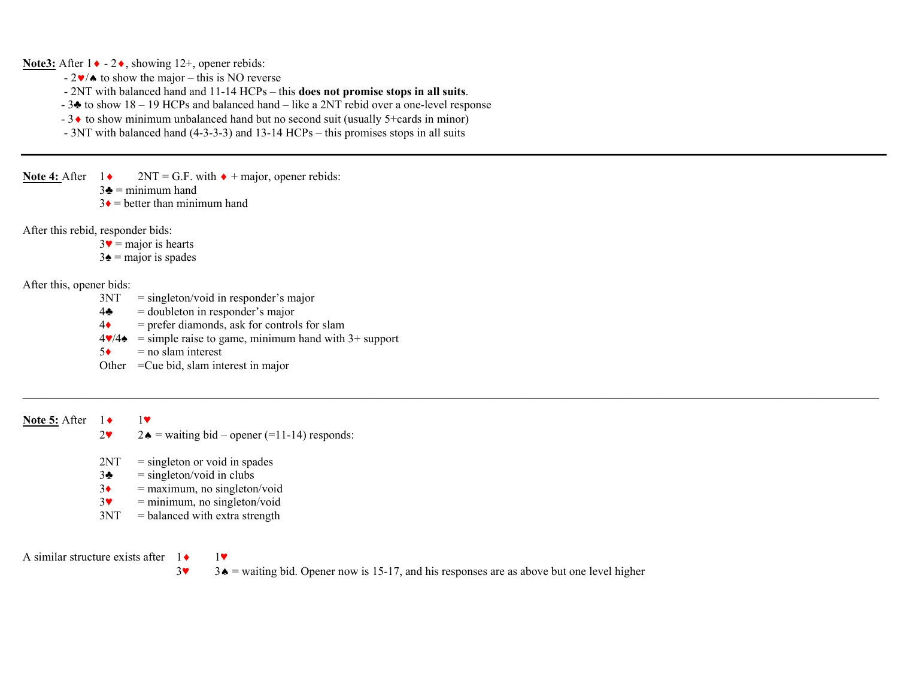**Note3:** After 1♦ - 2♦, showing 12+, opener rebids:

- 2♥/♠ to show the major – this is NO reverse
- 2NT with balanced hand and 11-14 HCPs – this **does not promise stops in all suits**.
- 3♣ to show 18 – 19 HCPs and balanced hand – like a 2NT rebid over a one-level response
- 3♦ to show minimum unbalanced hand but no second suit (usually 5+cards in minor)
- 3NT with balanced hand (4-3-3-3) and 13-14 HCPs – this promises stops in all suits

---

**Note 4:** After 1♦ 2NT = G.F. with ♦ + major, opener rebids:

3♣ = minimum hand
3♦ = better than minimum hand

After this rebid, responder bids:

3♥ = major is hearts
3♠ = major is spades

After this, opener bids:

| | |
|---|---|
| 3NT | = singleton/void in responder's major |
| 4♣ | = doubleton in responder's major |
| 4♦ | = prefer diamonds, ask for controls for slam |
| 4♥/4♠ | = simple raise to game, minimum hand with 3+ support |
| 5♦ | = no slam interest |
| Other | =Cue bid, slam interest in major |

---

**Note 5:** After

1♦ 1♥
2♥ 2♠ = waiting bid – opener (=11-14) responds:

| | |
|---|---|
| 2NT | = singleton or void in spades |
| 3♣ | = singleton/void in clubs |
| 3♦ | = maximum, no singleton/void |
| 3♥ | = minimum, no singleton/void |
| 3NT | = balanced with extra strength |

A similar structure exists after 1♦ 1♥
3♥ 3♠ = waiting bid. Opener now is 15-17, and his responses are as above but one level higher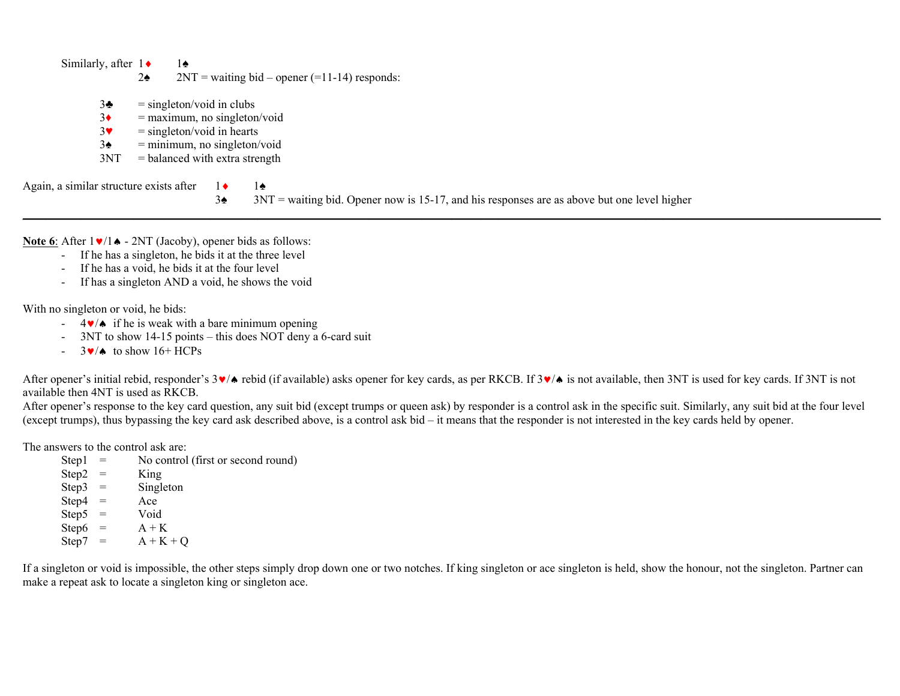Similarly, after 1♦ 1♠
2♠ 2NT = waiting bid – opener (=11-14) responds:

- 3♣ = singleton/void in clubs
- 3♦ = maximum, no singleton/void
- 3♥ = singleton/void in hearts
- 3♠ = minimum, no singleton/void
- 3NT = balanced with extra strength

Again, a similar structure exists after 1♦ 1♠
3♠ 3NT = waiting bid. Opener now is 15-17, and his responses are as above but one level higher

---

**Note 6**: After 1♥/1♠ - 2NT (Jacoby), opener bids as follows:

- If he has a singleton, he bids it at the three level
- If he has a void, he bids it at the four level
- If has a singleton AND a void, he shows the void

With no singleton or void, he bids:

- 4♥/♠ if he is weak with a bare minimum opening
- 3NT to show 14-15 points – this does NOT deny a 6-card suit
- 3♥/♠ to show 16+ HCPs

After opener's initial rebid, responder's 3♥/♠ rebid (if available) asks opener for key cards, as per RKCB. If 3♥/♠ is not available, then 3NT is used for key cards. If 3NT is not available then 4NT is used as RKCB.
After opener's response to the key card question, any suit bid (except trumps or queen ask) by responder is a control ask in the specific suit. Similarly, any suit bid at the four level (except trumps), thus bypassing the key card ask described above, is a control ask bid – it means that the responder is not interested in the key cards held by opener.

The answers to the control ask are:

- Step1 = No control (first or second round)
- Step2 = King
- Step3 = Singleton
- Step4 = Ace
- Step5 = Void
- Step6 = A + K
- Step7 = A + K + Q

If a singleton or void is impossible, the other steps simply drop down one or two notches. If king singleton or ace singleton is held, show the honour, not the singleton. Partner can make a repeat ask to locate a singleton king or singleton ace.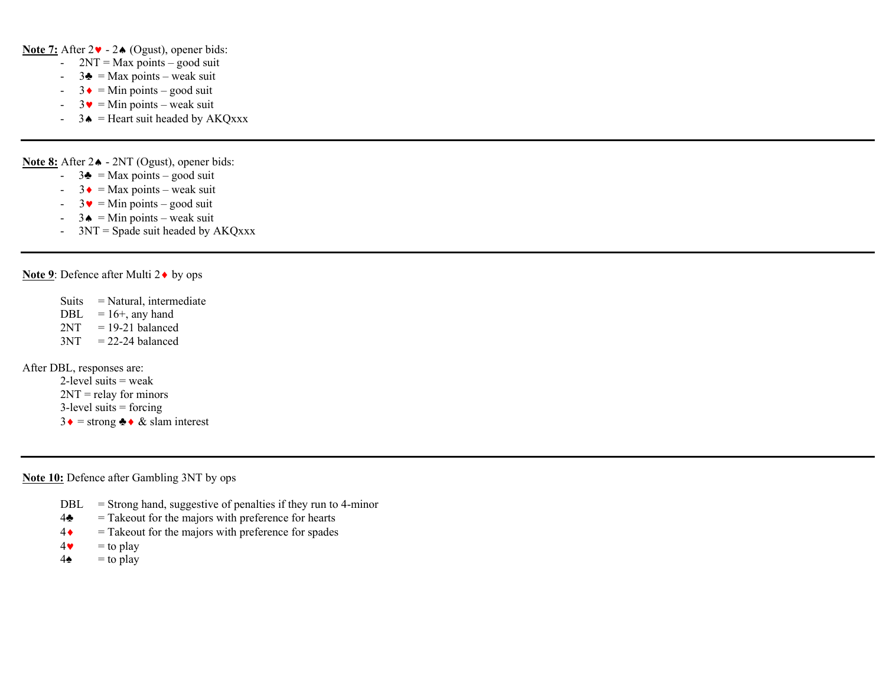**Note 7:** After 2♥ - 2♠ (Ogust), opener bids:

- 2NT = Max points – good suit
- 3♣ = Max points – weak suit
- 3♦ = Min points – good suit
- 3♥ = Min points – weak suit
- 3♠ = Heart suit headed by AKQxxx

---

**Note 8:** After 2♠ - 2NT (Ogust), opener bids:

- 3♣ = Max points – good suit
- 3♦ = Max points – weak suit
- 3♥ = Min points – good suit
- 3♠ = Min points – weak suit
- 3NT = Spade suit headed by AKQxxx

---

**Note 9**: Defence after Multi 2♦ by ops

Suits = Natural, intermediate
DBL = 16+, any hand
2NT = 19-21 balanced
3NT = 22-24 balanced

After DBL, responses are:

2-level suits = weak
2NT = relay for minors
3-level suits = forcing
3♦ = strong ♣♦ & slam interest

---

**Note 10:** Defence after Gambling 3NT by ops

DBL = Strong hand, suggestive of penalties if they run to 4-minor
4♣ = Takeout for the majors with preference for hearts
4♦ = Takeout for the majors with preference for spades
4♥ = to play
4♠ = to play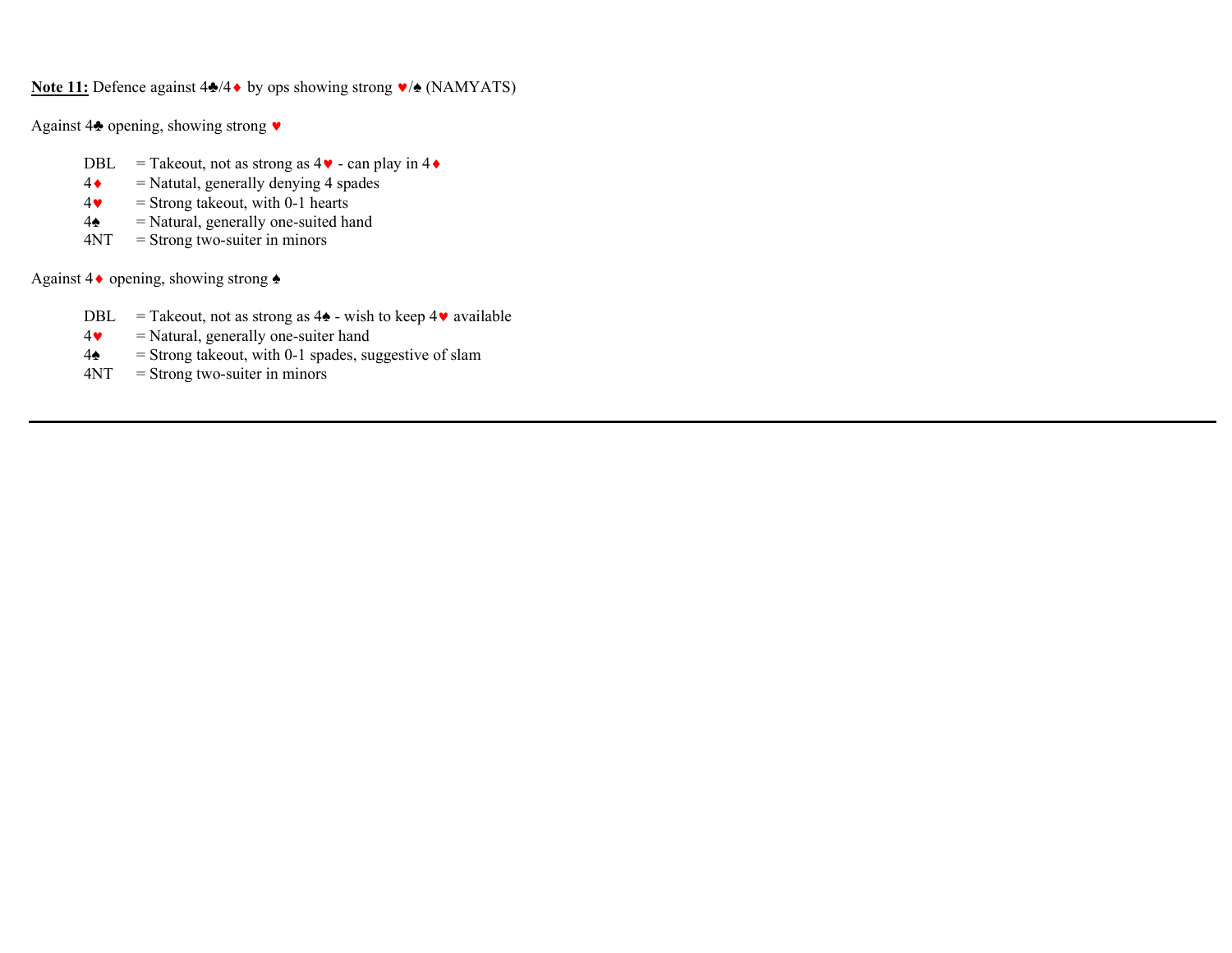**<u>Note 11:</u>** Defence against 4♣/4♦ by ops showing strong ♥/♠ (NAMYATS)

Against 4♣ opening, showing strong ♥

| | |
|---|---|
| DBL | = Takeout, not as strong as 4♥ - can play in 4♦ |
| 4♦ | = Natutal, generally denying 4 spades |
| 4♥ | = Strong takeout, with 0-1 hearts |
| 4♠ | = Natural, generally one-suited hand |
| 4NT | = Strong two-suiter in minors |

Against 4♦ opening, showing strong ♠

| | |
|---|---|
| DBL | = Takeout, not as strong as 4♠ - wish to keep 4♥ available |
| 4♥ | = Natural, generally one-suiter hand |
| 4♠ | = Strong takeout, with 0-1 spades, suggestive of slam |
| 4NT | = Strong two-suiter in minors |